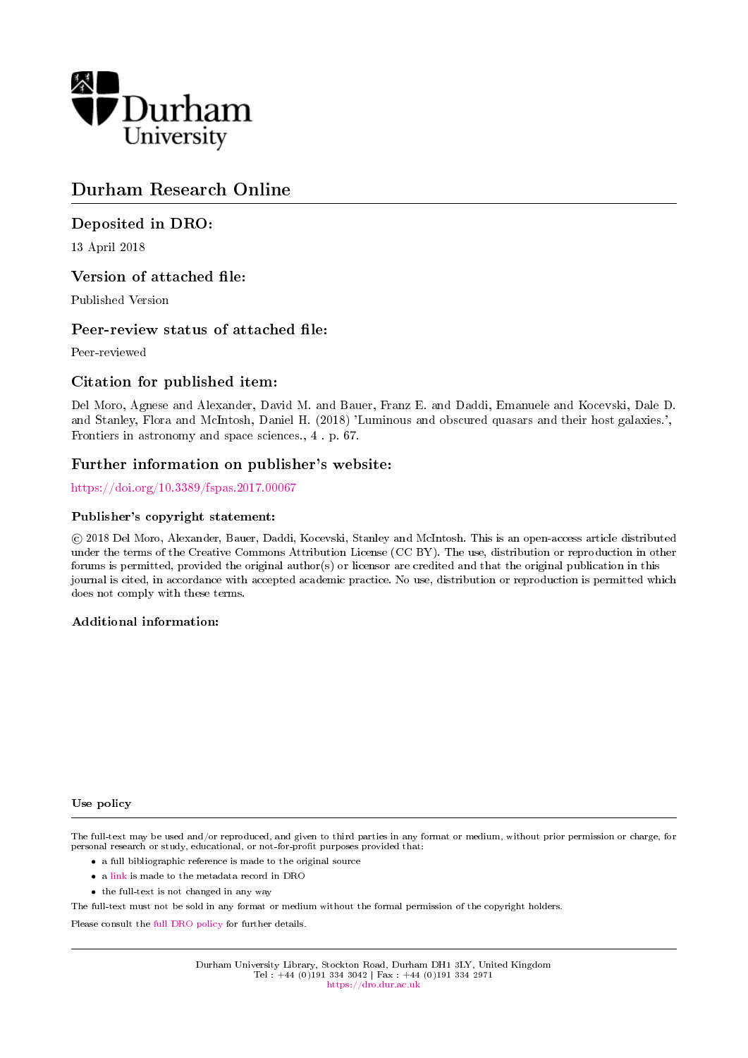Durham University

# Durham Research Online

## Deposited in DRO:

13 April 2018

## Version of attached file:

Published Version

## Peer-review status of attached file:

Peer-reviewed

## Citation for published item:

Del Moro, Agnese and Alexander, David M. and Bauer, Franz E. and Daddi, Emanuele and Kocevski, Dale D. and Stanley, Flora and McIntosh, Daniel H. (2018) 'Luminous and obscured quasars and their host galaxies.', Frontiers in astronomy and space sciences., 4 . p. 67.

## Further information on publisher's website:

https://doi.org/10.3389/fspas.2017.00067

### Publisher's copyright statement:

© 2018 Del Moro, Alexander, Bauer, Daddi, Kocevski, Stanley and McIntosh. This is an open-access article distributed under the terms of the Creative Commons Attribution License (CC BY). The use, distribution or reproduction in other forums is permitted, provided the original author(s) or licensor are credited and that the original publication in this journal is cited, in accordance with accepted academic practice. No use, distribution or reproduction is permitted which does not comply with these terms.

### Additional information:

### Use policy

The full-text may be used and/or reproduced, and given to third parties in any format or medium, without prior permission or charge, for personal research or study, educational, or not-for-profit purposes provided that:

- a full bibliographic reference is made to the original source
- a link is made to the metadata record in DRO
- the full-text is not changed in any way

The full-text must not be sold in any format or medium without the formal permission of the copyright holders.

Please consult the full DRO policy for further details.

Durham University Library, Stockton Road, Durham DH1 3LY, United Kingdom
Tel : +44 (0)191 334 3042 | Fax : +44 (0)191 334 2971
https://dro.dur.ac.uk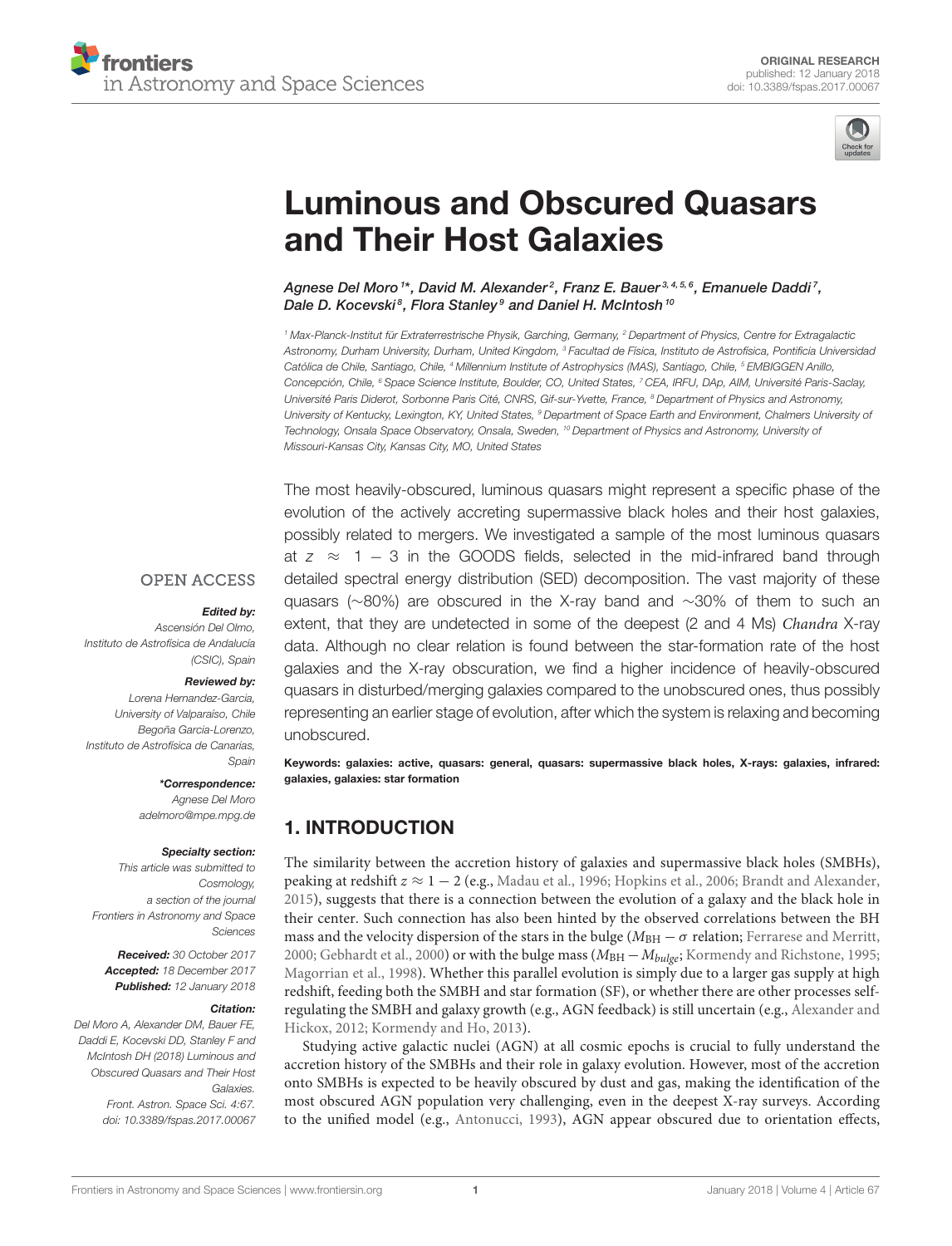# Luminous and Obscured Quasars and Their Host Galaxies

*Agnese Del Moro[1*], David M. Alexander[2], Franz E. Bauer[3,4,5,6], Emanuele Daddi[7], Dale D. Kocevski[8], Flora Stanley[9] and Daniel H. McIntosh[10]*

[1] Max-Planck-Institut für Extraterrestrische Physik, Garching, Germany, [2] Department of Physics, Centre for Extragalactic Astronomy, Durham University, Durham, United Kingdom, [3] Facultad de Física, Instituto de Astrofísica, Pontificia Universidad Católica de Chile, Santiago, Chile, [4] Millennium Institute of Astrophysics (MAS), Santiago, Chile, [5] EMBIGGEN Anillo, Concepción, Chile, [6] Space Science Institute, Boulder, CO, United States, [7] CEA, IRFU, DAp, AIM, Université Paris-Saclay, Université Paris Diderot, Sorbonne Paris Cité, CNRS, Gif-sur-Yvette, France, [8] Department of Physics and Astronomy, University of Kentucky, Lexington, KY, United States, [9] Department of Space Earth and Environment, Chalmers University of Technology, Onsala Space Observatory, Onsala, Sweden, [10] Department of Physics and Astronomy, University of Missouri-Kansas City, Kansas City, MO, United States

OPEN ACCESS

***Edited by:***
Ascensión Del Olmo,
Instituto de Astrofísica de Andalucía (CSIC), Spain

***Reviewed by:***
Lorena Hernandez-Garcia,
University of Valparaiso, Chile
Begoña Garcia-Lorenzo,
Instituto de Astrofísica de Canarias, Spain

***\*Correspondence:***
Agnese Del Moro
adelmoro@mpe.mpg.de

***Specialty section:***
This article was submitted to Cosmology, a section of the journal Frontiers in Astronomy and Space Sciences

***Received:*** 30 October 2017
***Accepted:*** 18 December 2017
***Published:*** 12 January 2018

***Citation:***
Del Moro A, Alexander DM, Bauer FE, Daddi E, Kocevski DD, Stanley F and McIntosh DH (2018) Luminous and Obscured Quasars and Their Host Galaxies. Front. Astron. Space Sci. 4:67. doi: 10.3389/fspas.2017.00067

The most heavily-obscured, luminous quasars might represent a specific phase of the evolution of the actively accreting supermassive black holes and their host galaxies, possibly related to mergers. We investigated a sample of the most luminous quasars at $z \approx 1-3$ in the GOODS fields, selected in the mid-infrared band through detailed spectral energy distribution (SED) decomposition. The vast majority of these quasars (~80%) are obscured in the X-ray band and ~30% of them to such an extent, that they are undetected in some of the deepest (2 and 4 Ms) *Chandra* X-ray data. Although no clear relation is found between the star-formation rate of the host galaxies and the X-ray obscuration, we find a higher incidence of heavily-obscured quasars in disturbed/merging galaxies compared to the unobscured ones, thus possibly representing an earlier stage of evolution, after which the system is relaxing and becoming unobscured.

**Keywords: galaxies: active, quasars: general, quasars: supermassive black holes, X-rays: galaxies, infrared: galaxies, galaxies: star formation**

## 1. INTRODUCTION

The similarity between the accretion history of galaxies and supermassive black holes (SMBHs), peaking at redshift $z \approx 1-2$ (e.g., Madau et al., 1996; Hopkins et al., 2006; Brandt and Alexander, 2015), suggests that there is a connection between the evolution of a galaxy and the black hole in their center. Such connection has also been hinted by the observed correlations between the BH mass and the velocity dispersion of the stars in the bulge ($M_{\rm BH}-\sigma$ relation; Ferrarese and Merritt, 2000; Gebhardt et al., 2000) or with the bulge mass ($M_{\rm BH}-M_{bulge}$; Kormendy and Richstone, 1995; Magorrian et al., 1998). Whether this parallel evolution is simply due to a larger gas supply at high redshift, feeding both the SMBH and star formation (SF), or whether there are other processes self-regulating the SMBH and galaxy growth (e.g., AGN feedback) is still uncertain (e.g., Alexander and Hickox, 2012; Kormendy and Ho, 2013).

Studying active galactic nuclei (AGN) at all cosmic epochs is crucial to fully understand the accretion history of the SMBHs and their role in galaxy evolution. However, most of the accretion onto SMBHs is expected to be heavily obscured by dust and gas, making the identification of the most obscured AGN population very challenging, even in the deepest X-ray surveys. According to the unified model (e.g., Antonucci, 1993), AGN appear obscured due to orientation effects,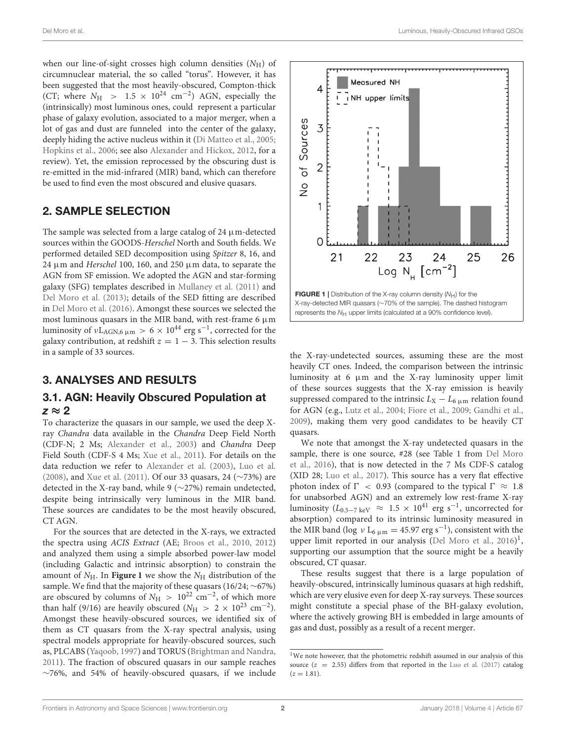when our line-of-sight crosses high column densities ($N_H$) of circumnuclear material, the so called "torus". However, it has been suggested that the most heavily-obscured, Compton-thick (CT; where $N_H > 1.5 \times 10^{24}$ cm$^{-2}$) AGN, especially the (intrinsically) most luminous ones, could represent a particular phase of galaxy evolution, associated to a major merger, when a lot of gas and dust are funneled into the center of the galaxy, deeply hiding the active nucleus within it (Di Matteo et al., 2005; Hopkins et al., 2006; see also Alexander and Hickox, 2012, for a review). Yet, the emission reprocessed by the obscuring dust is re-emitted in the mid-infrared (MIR) band, which can therefore be used to find even the most obscured and elusive quasars.

## 2. SAMPLE SELECTION

The sample was selected from a large catalog of 24 μm-detected sources within the GOODS-*Herschel* North and South fields. We performed detailed SED decomposition using *Spitzer* 8, 16, and 24 μm and *Herschel* 100, 160, and 250 μm data, to separate the AGN from SF emission. We adopted the AGN and star-forming galaxy (SFG) templates described in Mullaney et al. (2011) and Del Moro et al. (2013); details of the SED fitting are described in Del Moro et al. (2016). Amongst these sources we selected the most luminous quasars in the MIR band, with rest-frame 6 μm luminosity of $\nu L_{AGN,6\,\mu m} > 6 \times 10^{44}$ erg s$^{-1}$, corrected for the galaxy contribution, at redshift $z = 1 - 3$. This selection results in a sample of 33 sources.

## 3. ANALYSES AND RESULTS

### 3.1. AGN: Heavily Obscured Population at $z \approx 2$

To characterize the quasars in our sample, we used the deep X-ray *Chandra* data available in the *Chandra* Deep Field North (CDF-N; 2 Ms; Alexander et al., 2003) and *Chandra* Deep Field South (CDF-S 4 Ms; Xue et al., 2011). For details on the data reduction we refer to Alexander et al. (2003), Luo et al. (2008), and Xue et al. (2011). Of our 33 quasars, 24 (~73%) are detected in the X-ray band, while 9 (~27%) remain undetected, despite being intrinsically very luminous in the MIR band. These sources are candidates to be the most heavily obscured, CT AGN.

For the sources that are detected in the X-rays, we extracted the spectra using *ACIS Extract* (AE; Broos et al., 2010, 2012) and analyzed them using a simple absorbed power-law model (including Galactic and intrinsic absorption) to constrain the amount of $N_H$. In **Figure 1** we show the $N_H$ distribution of the sample. We find that the majority of these quasars (16/24; ~67%) are obscured by columns of $N_H > 10^{22}$ cm$^{-2}$, of which more than half (9/16) are heavily obscured ($N_H > 2 \times 10^{23}$ cm$^{-2}$). Amongst these heavily-obscured sources, we identified six of them as CT quasars from the X-ray spectral analysis, using spectral models appropriate for heavily-obscured sources, such as, PLCABS (Yaqoob, 1997) and TORUS (Brightman and Nandra, 2011). The fraction of obscured quasars in our sample reaches ~76%, and 54% of heavily-obscured quasars, if we include the X-ray-undetected sources, assuming these are the most heavily CT ones. Indeed, the comparison between the intrinsic luminosity at 6 μm and the X-ray luminosity upper limit of these sources suggests that the X-ray emission is heavily suppressed compared to the intrinsic $L_X - L_{6\,\mu m}$ relation found for AGN (e.g., Lutz et al., 2004; Fiore et al., 2009; Gandhi et al., 2009), making them very good candidates to be heavily CT quasars.

**FIGURE 1 |** Distribution of the X-ray column density ($N_H$) for the X-ray-detected MIR quasars (~70% of the sample). The dashed histogram represents the $N_H$ upper limits (calculated at a 90% confidence level).

We note that amongst the X-ray undetected quasars in the sample, there is one source, #28 (see Table 1 from Del Moro et al., 2016), that is now detected in the 7 Ms CDF-S catalog (XID 28; Luo et al., 2017). This source has a very flat effective photon index of $\Gamma < 0.93$ (compared to the typical $\Gamma \approx 1.8$ for unabsorbed AGN) and an extremely low rest-frame X-ray luminosity ($L_{0.5-7\,keV} \approx 1.5 \times 10^{41}$ erg s$^{-1}$, uncorrected for absorption) compared to its intrinsic luminosity measured in the MIR band ($\log \nu L_{6\,\mu m} = 45.97$ erg s$^{-1}$), consistent with the upper limit reported in our analysis (Del Moro et al., 2016)[1], supporting our assumption that the source might be a heavily obscured, CT quasar.

These results suggest that there is a large population of heavily-obscured, intrinsically luminous quasars at high redshift, which are very elusive even for deep X-ray surveys. These sources might constitute a special phase of the BH-galaxy evolution, where the actively growing BH is embedded in large amounts of gas and dust, possibly as a result of a recent merger.

[1] We note however, that the photometric redshift assumed in our analysis of this source ($z = 2.55$) differs from that reported in the Luo et al. (2017) catalog ($z = 1.81$).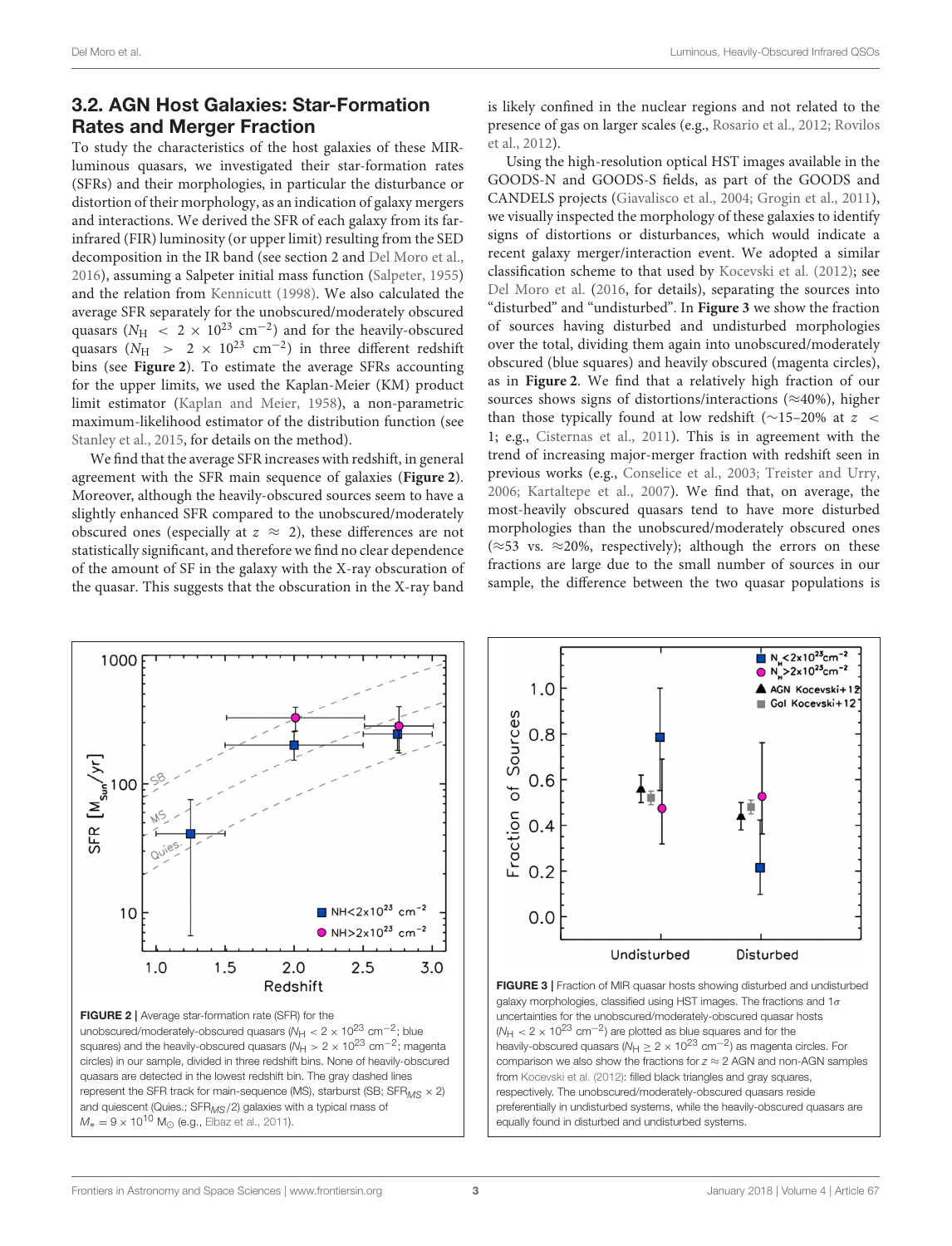## 3.2. AGN Host Galaxies: Star-Formation Rates and Merger Fraction

To study the characteristics of the host galaxies of these MIR-luminous quasars, we investigated their star-formation rates (SFRs) and their morphologies, in particular the disturbance or distortion of their morphology, as an indication of galaxy mergers and interactions. We derived the SFR of each galaxy from its far-infrared (FIR) luminosity (or upper limit) resulting from the SED decomposition in the IR band (see section 2 and Del Moro et al., 2016), assuming a Salpeter initial mass function (Salpeter, 1955) and the relation from Kennicutt (1998). We also calculated the average SFR separately for the unobscured/moderately obscured quasars ($N_{\rm H} < 2 \times 10^{23}$ cm$^{-2}$) and for the heavily-obscured quasars ($N_{\rm H} > 2 \times 10^{23}$ cm$^{-2}$) in three different redshift bins (see **Figure 2**). To estimate the average SFRs accounting for the upper limits, we used the Kaplan-Meier (KM) product limit estimator (Kaplan and Meier, 1958), a non-parametric maximum-likelihood estimator of the distribution function (see Stanley et al., 2015, for details on the method).

We find that the average SFR increases with redshift, in general agreement with the SFR main sequence of galaxies (**Figure 2**). Moreover, although the heavily-obscured sources seem to have a slightly enhanced SFR compared to the unobscured/moderately obscured ones (especially at $z \approx 2$), these differences are not statistically significant, and therefore we find no clear dependence of the amount of SF in the galaxy with the X-ray obscuration of the quasar. This suggests that the obscuration in the X-ray band is likely confined in the nuclear regions and not related to the presence of gas on larger scales (e.g., Rosario et al., 2012; Rovilos et al., 2012).

Using the high-resolution optical HST images available in the GOODS-N and GOODS-S fields, as part of the GOODS and CANDELS projects (Giavalisco et al., 2004; Grogin et al., 2011), we visually inspected the morphology of these galaxies to identify signs of distortions or disturbances, which would indicate a recent galaxy merger/interaction event. We adopted a similar classification scheme to that used by Kocevski et al. (2012); see Del Moro et al. (2016, for details), separating the sources into "disturbed" and "undisturbed". In **Figure 3** we show the fraction of sources having disturbed and undisturbed morphologies over the total, dividing them again into unobscured/moderately obscured (blue squares) and heavily obscured (magenta circles), as in **Figure 2**. We find that a relatively high fraction of our sources shows signs of distortions/interactions ($\approx$40%), higher than those typically found at low redshift ($\sim$15–20% at $z < 1$; e.g., Cisternas et al., 2011). This is in agreement with the trend of increasing major-merger fraction with redshift seen in previous works (e.g., Conselice et al., 2003; Treister and Urry, 2006; Kartaltepe et al., 2007). We find that, on average, the most-heavily obscured quasars tend to have more disturbed morphologies than the unobscured/moderately obscured ones ($\approx$53 vs. $\approx$20%, respectively); although the errors on these fractions are large due to the small number of sources in our sample, the difference between the two quasar populations is

**FIGURE 2** | Average star-formation rate (SFR) for the unobscured/moderately-obscured quasars ($N_{\rm H} < 2 \times 10^{23}$ cm$^{-2}$; blue squares) and the heavily-obscured quasars ($N_{\rm H} > 2 \times 10^{23}$ cm$^{-2}$; magenta circles) in our sample, divided in three redshift bins. None of heavily-obscured quasars are detected in the lowest redshift bin. The gray dashed lines represent the SFR track for main-sequence (MS), starburst (SB; SFR$_{MS} \times 2$) and quiescent (Quies.; SFR$_{MS}$/2) galaxies with a typical mass of $M_* = 9 \times 10^{10}$ M$_\odot$ (e.g., Elbaz et al., 2011).

**FIGURE 3** | Fraction of MIR quasar hosts showing disturbed and undisturbed galaxy morphologies, classified using HST images. The fractions and 1$\sigma$ uncertainties for the unobscured/moderately-obscured quasar hosts ($N_{\rm H} < 2 \times 10^{23}$ cm$^{-2}$) are plotted as blue squares and for the heavily-obscured quasars ($N_{\rm H} \geq 2 \times 10^{23}$ cm$^{-2}$) as magenta circles. For comparison we also show the fractions for $z \approx 2$ AGN and non-AGN samples from Kocevski et al. (2012): filled black triangles and gray squares, respectively. The unobscured/moderately-obscured quasars reside preferentially in undisturbed systems, while the heavily-obscured quasars are equally found in disturbed and undisturbed systems.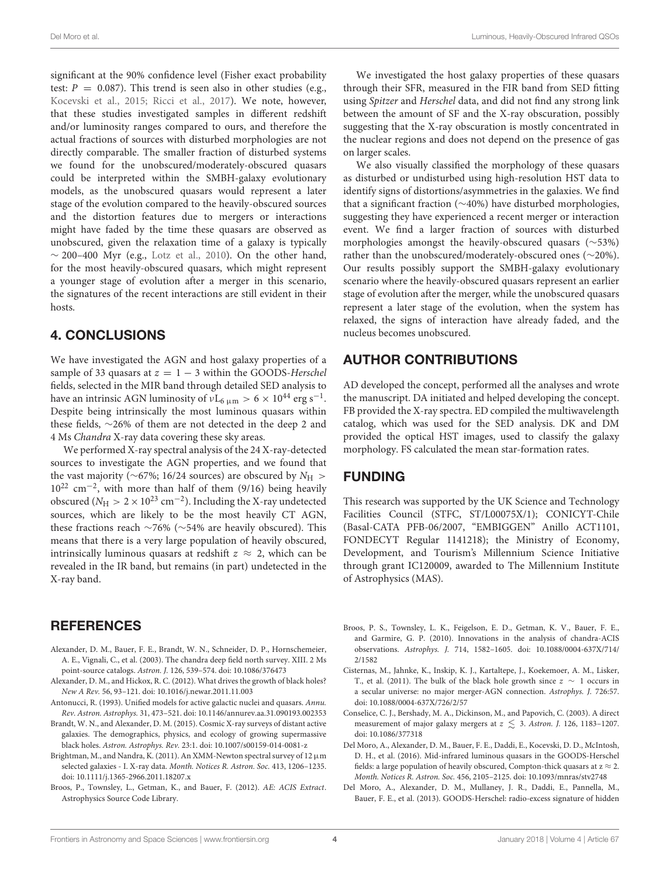significant at the 90% confidence level (Fisher exact probability test: $P = 0.087$). This trend is seen also in other studies (e.g., Kocevski et al., 2015; Ricci et al., 2017). We note, however, that these studies investigated samples in different redshift and/or luminosity ranges compared to ours, and therefore the actual fractions of sources with disturbed morphologies are not directly comparable. The smaller fraction of disturbed systems we found for the unobscured/moderately-obscured quasars could be interpreted within the SMBH-galaxy evolutionary models, as the unobscured quasars would represent a later stage of the evolution compared to the heavily-obscured sources and the distortion features due to mergers or interactions might have faded by the time these quasars are observed as unobscured, given the relaxation time of a galaxy is typically $\sim 200$–400 Myr (e.g., Lotz et al., 2010). On the other hand, for the most heavily-obscured quasars, which might represent a younger stage of evolution after a merger in this scenario, the signatures of the recent interactions are still evident in their hosts.

## 4. CONCLUSIONS

We have investigated the AGN and host galaxy properties of a sample of 33 quasars at $z = 1 - 3$ within the GOODS-*Herschel* fields, selected in the MIR band through detailed SED analysis to have an intrinsic AGN luminosity of $\nu L_{6\,\mu m} > 6 \times 10^{44}$ erg s$^{-1}$. Despite being intrinsically the most luminous quasars within these fields, $\sim$26% of them are not detected in the deep 2 and 4 Ms *Chandra* X-ray data covering these sky areas.

We performed X-ray spectral analysis of the 24 X-ray-detected sources to investigate the AGN properties, and we found that the vast majority ($\sim$67%; 16/24 sources) are obscured by $N_{\rm H} > 10^{22}$ cm$^{-2}$, with more than half of them (9/16) being heavily obscured ($N_{\rm H} > 2 \times 10^{23}$ cm$^{-2}$). Including the X-ray undetected sources, which are likely to be the most heavily CT AGN, these fractions reach $\sim$76% ($\sim$54% are heavily obscured). This means that there is a very large population of heavily obscured, intrinsically luminous quasars at redshift $z \approx 2$, which can be revealed in the IR band, but remains (in part) undetected in the X-ray band.

We investigated the host galaxy properties of these quasars through their SFR, measured in the FIR band from SED fitting using *Spitzer* and *Herschel* data, and did not find any strong link between the amount of SF and the X-ray obscuration, possibly suggesting that the X-ray obscuration is mostly concentrated in the nuclear regions and does not depend on the presence of gas on larger scales.

We also visually classified the morphology of these quasars as disturbed or undisturbed using high-resolution HST data to identify signs of distortions/asymmetries in the galaxies. We find that a significant fraction ($\sim$40%) have disturbed morphologies, suggesting they have experienced a recent merger or interaction event. We find a larger fraction of sources with disturbed morphologies amongst the heavily-obscured quasars ($\sim$53%) rather than the unobscured/moderately-obscured ones ($\sim$20%). Our results possibly support the SMBH-galaxy evolutionary scenario where the heavily-obscured quasars represent an earlier stage of evolution after the merger, while the unobscured quasars represent a later stage of the evolution, when the system has relaxed, the signs of interaction have already faded, and the nucleus becomes unobscured.

## AUTHOR CONTRIBUTIONS

AD developed the concept, performed all the analyses and wrote the manuscript. DA initiated and helped developing the concept. FB provided the X-ray spectra. ED compiled the multiwavelength catalog, which was used for the SED analysis. DK and DM provided the optical HST images, used to classify the galaxy morphology. FS calculated the mean star-formation rates.

## FUNDING

This research was supported by the UK Science and Technology Facilities Council (STFC, ST/L00075X/1); CONICYT-Chile (Basal-CATA PFB-06/2007, "EMBIGGEN" Anillo ACT1101, FONDECYT Regular 1141218); the Ministry of Economy, Development, and Tourism's Millennium Science Initiative through grant IC120009, awarded to The Millennium Institute of Astrophysics (MAS).

## REFERENCES

Alexander, D. M., Bauer, F. E., Brandt, W. N., Schneider, D. P., Hornschemeier, A. E., Vignali, C., et al. (2003). The chandra deep field north survey. XIII. 2 Ms point-source catalogs. *Astron. J.* 126, 539–574. doi: 10.1086/376473

Alexander, D. M., and Hickox, R. C. (2012). What drives the growth of black holes? *New A Rev.* 56, 93–121. doi: 10.1016/j.newar.2011.11.003

Antonucci, R. (1993). Unified models for active galactic nuclei and quasars. *Annu. Rev. Astron. Astrophys.* 31, 473–521. doi: 10.1146/annurev.aa.31.090193.002353

Brandt, W. N., and Alexander, D. M. (2015). Cosmic X-ray surveys of distant active galaxies. The demographics, physics, and ecology of growing supermassive black holes. *Astron. Astrophys. Rev.* 23:1. doi: 10.1007/s00159-014-0081-z

Brightman, M., and Nandra, K. (2011). An XMM-Newton spectral survey of 12 μm selected galaxies - I. X-ray data. *Month. Notices R. Astron. Soc.* 413, 1206–1235. doi: 10.1111/j.1365-2966.2011.18207.x

Broos, P., Townsley, L., Getman, K., and Bauer, F. (2012). *AE: ACIS Extract*. Astrophysics Source Code Library.

Broos, P. S., Townsley, L. K., Feigelson, E. D., Getman, K. V., Bauer, F. E., and Garmire, G. P. (2010). Innovations in the analysis of chandra-ACIS observations. *Astrophys. J.* 714, 1582–1605. doi: 10.1088/0004-637X/714/2/1582

Cisternas, M., Jahnke, K., Inskip, K. J., Kartaltepe, J., Koekemoer, A. M., Lisker, T., et al. (2011). The bulk of the black hole growth since $z \sim 1$ occurs in a secular universe: no major merger-AGN connection. *Astrophys. J.* 726:57. doi: 10.1088/0004-637X/726/2/57

Conselice, C. J., Bershady, M. A., Dickinson, M., and Papovich, C. (2003). A direct measurement of major galaxy mergers at $z \lesssim 3$. *Astron. J.* 126, 1183–1207. doi: 10.1086/377318

Del Moro, A., Alexander, D. M., Bauer, F. E., Daddi, E., Kocevski, D. D., McIntosh, D. H., et al. (2016). Mid-infrared luminous quasars in the GOODS-Herschel fields: a large population of heavily obscured, Compton-thick quasars at z $\approx$ 2. *Month. Notices R. Astron. Soc.* 456, 2105–2125. doi: 10.1093/mnras/stv2748

Del Moro, A., Alexander, D. M., Mullaney, J. R., Daddi, E., Pannella, M., Bauer, F. E., et al. (2013). GOODS-Herschel: radio-excess signature of hidden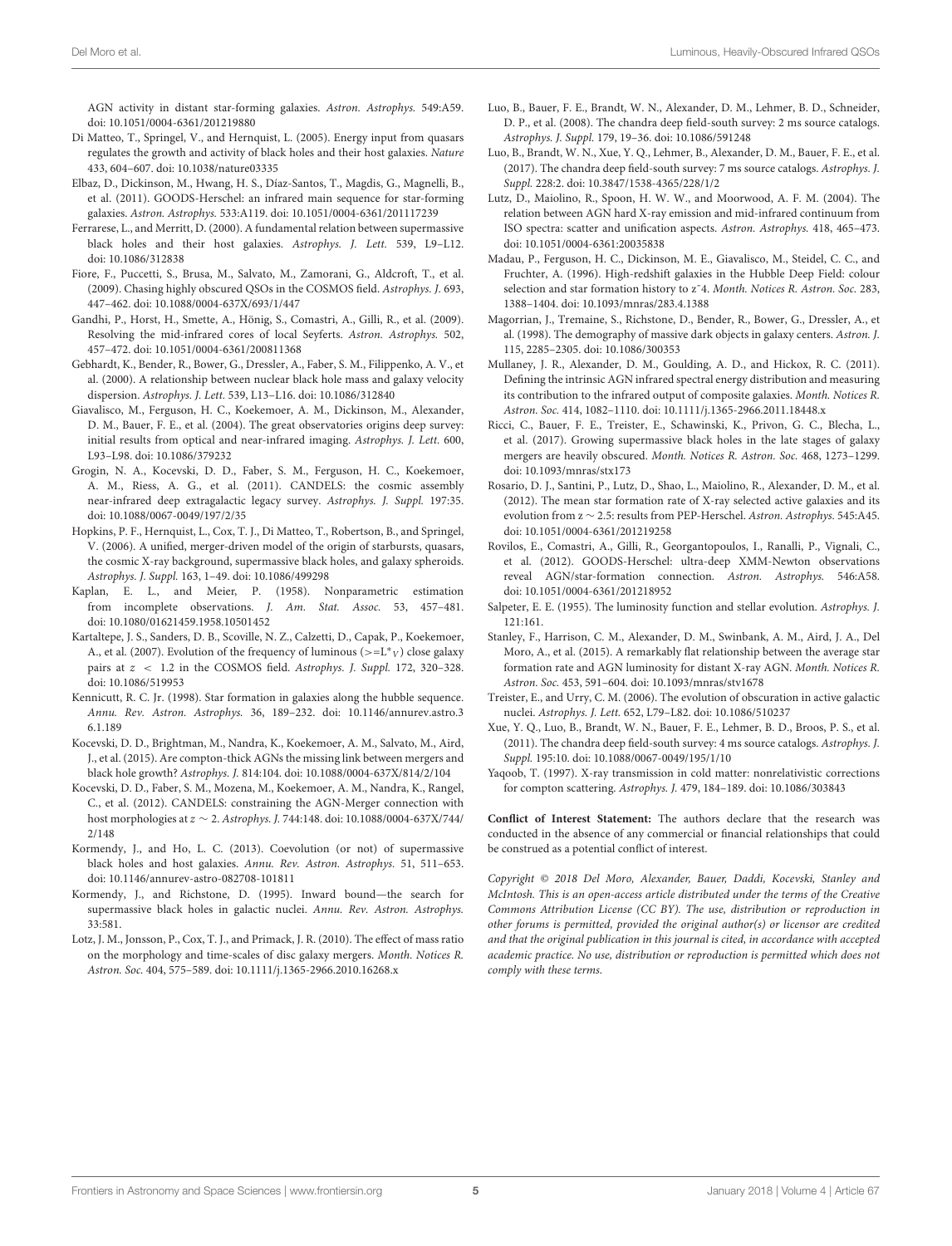AGN activity in distant star-forming galaxies. *Astron. Astrophys.* 549:A59. doi: 10.1051/0004-6361/201219880

Di Matteo, T., Springel, V., and Hernquist, L. (2005). Energy input from quasars regulates the growth and activity of black holes and their host galaxies. *Nature* 433, 604–607. doi: 10.1038/nature03335

Elbaz, D., Dickinson, M., Hwang, H. S., Díaz-Santos, T., Magdis, G., Magnelli, B., et al. (2011). GOODS-Herschel: an infrared main sequence for star-forming galaxies. *Astron. Astrophys.* 533:A119. doi: 10.1051/0004-6361/201117239

Ferrarese, L., and Merritt, D. (2000). A fundamental relation between supermassive black holes and their host galaxies. *Astrophys. J. Lett.* 539, L9–L12. doi: 10.1086/312838

Fiore, F., Puccetti, S., Brusa, M., Salvato, M., Zamorani, G., Aldcroft, T., et al. (2009). Chasing highly obscured QSOs in the COSMOS field. *Astrophys. J.* 693, 447–462. doi: 10.1088/0004-637X/693/1/447

Gandhi, P., Horst, H., Smette, A., Hönig, S., Comastri, A., Gilli, R., et al. (2009). Resolving the mid-infrared cores of local Seyferts. *Astron. Astrophys.* 502, 457–472. doi: 10.1051/0004-6361/200811368

Gebhardt, K., Bender, R., Bower, G., Dressler, A., Faber, S. M., Filippenko, A. V., et al. (2000). A relationship between nuclear black hole mass and galaxy velocity dispersion. *Astrophys. J. Lett.* 539, L13–L16. doi: 10.1086/312840

Giavalisco, M., Ferguson, H. C., Koekemoer, A. M., Dickinson, M., Alexander, D. M., Bauer, F. E., et al. (2004). The great observatories origins deep survey: initial results from optical and near-infrared imaging. *Astrophys. J. Lett.* 600, L93–L98. doi: 10.1086/379232

Grogin, N. A., Kocevski, D. D., Faber, S. M., Ferguson, H. C., Koekemoer, A. M., Riess, A. G., et al. (2011). CANDELS: the cosmic assembly near-infrared deep extragalactic legacy survey. *Astrophys. J. Suppl.* 197:35. doi: 10.1088/0067-0049/197/2/35

Hopkins, P. F., Hernquist, L., Cox, T. J., Di Matteo, T., Robertson, B., and Springel, V. (2006). A unified, merger-driven model of the origin of starbursts, quasars, the cosmic X-ray background, supermassive black holes, and galaxy spheroids. *Astrophys. J. Suppl.* 163, 1–49. doi: 10.1086/499298

Kaplan, E. L., and Meier, P. (1958). Nonparametric estimation from incomplete observations. *J. Am. Stat. Assoc.* 53, 457–481. doi: 10.1080/01621459.1958.10501452

Kartaltepe, J. S., Sanders, D. B., Scoville, N. Z., Calzetti, D., Capak, P., Koekemoer, A., et al. (2007). Evolution of the frequency of luminous ($>=L^*_V$) close galaxy pairs at $z < 1.2$ in the COSMOS field. *Astrophys. J. Suppl.* 172, 320–328. doi: 10.1086/519953

Kennicutt, R. C. Jr. (1998). Star formation in galaxies along the hubble sequence. *Annu. Rev. Astron. Astrophys.* 36, 189–232. doi: 10.1146/annurev.astro.36.1.189

Kocevski, D. D., Brightman, M., Nandra, K., Koekemoer, A. M., Salvato, M., Aird, J., et al. (2015). Are compton-thick AGNs the missing link between mergers and black hole growth? *Astrophys. J.* 814:104. doi: 10.1088/0004-637X/814/2/104

Kocevski, D. D., Faber, S. M., Mozena, M., Koekemoer, A. M., Nandra, K., Rangel, C., et al. (2012). CANDELS: constraining the AGN-Merger connection with host morphologies at $z \sim 2$. *Astrophys. J.* 744:148. doi: 10.1088/0004-637X/744/2/148

Kormendy, J., and Ho, L. C. (2013). Coevolution (or not) of supermassive black holes and host galaxies. *Annu. Rev. Astron. Astrophys.* 51, 511–653. doi: 10.1146/annurev-astro-082708-101811

Kormendy, J., and Richstone, D. (1995). Inward bound—the search for supermassive black holes in galactic nuclei. *Annu. Rev. Astron. Astrophys.* 33:581.

Lotz, J. M., Jonsson, P., Cox, T. J., and Primack, J. R. (2010). The effect of mass ratio on the morphology and time-scales of disc galaxy mergers. *Month. Notices R. Astron. Soc.* 404, 575–589. doi: 10.1111/j.1365-2966.2010.16268.x

Luo, B., Bauer, F. E., Brandt, W. N., Alexander, D. M., Lehmer, B. D., Schneider, D. P., et al. (2008). The chandra deep field-south survey: 2 ms source catalogs. *Astrophys. J. Suppl.* 179, 19–36. doi: 10.1086/591248

Luo, B., Brandt, W. N., Xue, Y. Q., Lehmer, B., Alexander, D. M., Bauer, F. E., et al. (2017). The chandra deep field-south survey: 7 ms source catalogs. *Astrophys. J. Suppl.* 228:2. doi: 10.3847/1538-4365/228/1/2

Lutz, D., Maiolino, R., Spoon, H. W. W., and Moorwood, A. F. M. (2004). The relation between AGN hard X-ray emission and mid-infrared continuum from ISO spectra: scatter and unification aspects. *Astron. Astrophys.* 418, 465–473. doi: 10.1051/0004-6361:20035838

Madau, P., Ferguson, H. C., Dickinson, M. E., Giavalisco, M., Steidel, C. C., and Fruchter, A. (1996). High-redshift galaxies in the Hubble Deep Field: colour selection and star formation history to z˜4. *Month. Notices R. Astron. Soc.* 283, 1388–1404. doi: 10.1093/mnras/283.4.1388

Magorrian, J., Tremaine, S., Richstone, D., Bender, R., Bower, G., Dressler, A., et al. (1998). The demography of massive dark objects in galaxy centers. *Astron. J.* 115, 2285–2305. doi: 10.1086/300353

Mullaney, J. R., Alexander, D. M., Goulding, A. D., and Hickox, R. C. (2011). Defining the intrinsic AGN infrared spectral energy distribution and measuring its contribution to the infrared output of composite galaxies. *Month. Notices R. Astron. Soc.* 414, 1082–1110. doi: 10.1111/j.1365-2966.2011.18448.x

Ricci, C., Bauer, F. E., Treister, E., Schawinski, K., Privon, G. C., Blecha, L., et al. (2017). Growing supermassive black holes in the late stages of galaxy mergers are heavily obscured. *Month. Notices R. Astron. Soc.* 468, 1273–1299. doi: 10.1093/mnras/stx173

Rosario, D. J., Santini, P., Lutz, D., Shao, L., Maiolino, R., Alexander, D. M., et al. (2012). The mean star formation rate of X-ray selected active galaxies and its evolution from $z \sim 2.5$: results from PEP-Herschel. *Astron. Astrophys.* 545:A45. doi: 10.1051/0004-6361/201219258

Rovilos, E., Comastri, A., Gilli, R., Georgantopoulos, I., Ranalli, P., Vignali, C., et al. (2012). GOODS-Herschel: ultra-deep XMM-Newton observations reveal AGN/star-formation connection. *Astron. Astrophys.* 546:A58. doi: 10.1051/0004-6361/201218952

Salpeter, E. E. (1955). The luminosity function and stellar evolution. *Astrophys. J.* 121:161.

Stanley, F., Harrison, C. M., Alexander, D. M., Swinbank, A. M., Aird, J. A., Del Moro, A., et al. (2015). A remarkably flat relationship between the average star formation rate and AGN luminosity for distant X-ray AGN. *Month. Notices R. Astron. Soc.* 453, 591–604. doi: 10.1093/mnras/stv1678

Treister, E., and Urry, C. M. (2006). The evolution of obscuration in active galactic nuclei. *Astrophys. J. Lett.* 652, L79–L82. doi: 10.1086/510237

Xue, Y. Q., Luo, B., Brandt, W. N., Bauer, F. E., Lehmer, B. D., Broos, P. S., et al. (2011). The chandra deep field-south survey: 4 ms source catalogs. *Astrophys. J. Suppl.* 195:10. doi: 10.1088/0067-0049/195/1/10

Yaqoob, T. (1997). X-ray transmission in cold matter: nonrelativistic corrections for compton scattering. *Astrophys. J.* 479, 184–189. doi: 10.1086/303843

**Conflict of Interest Statement:** The authors declare that the research was conducted in the absence of any commercial or financial relationships that could be construed as a potential conflict of interest.

*Copyright © 2018 Del Moro, Alexander, Bauer, Daddi, Kocevski, Stanley and McIntosh. This is an open-access article distributed under the terms of the Creative Commons Attribution License (CC BY). The use, distribution or reproduction in other forums is permitted, provided the original author(s) or licensor are credited and that the original publication in this journal is cited, in accordance with accepted academic practice. No use, distribution or reproduction is permitted which does not comply with these terms.*